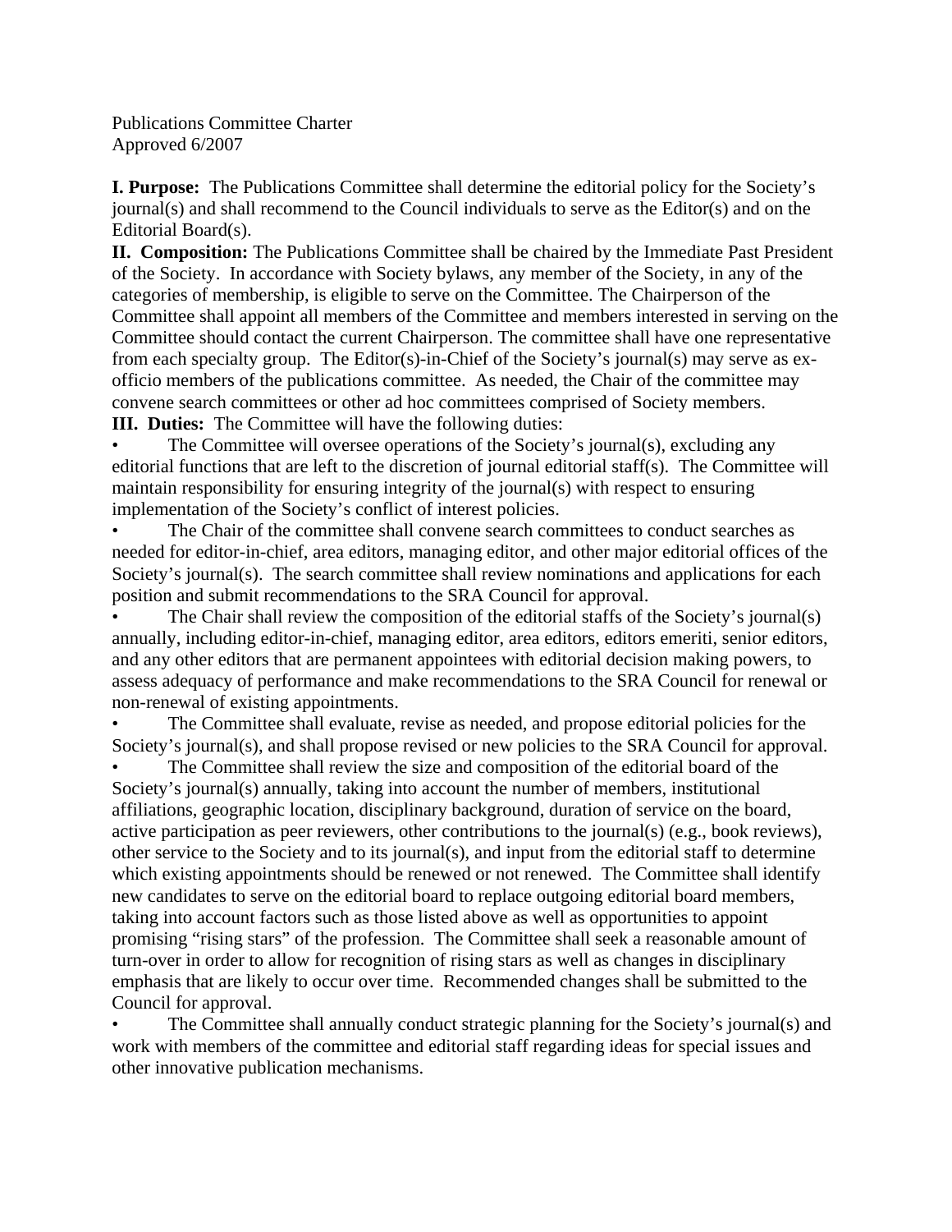Publications Committee Charter
Approved 6/2007

**I. Purpose:** The Publications Committee shall determine the editorial policy for the Society's journal(s) and shall recommend to the Council individuals to serve as the Editor(s) and on the Editorial Board(s).

**II. Composition:** The Publications Committee shall be chaired by the Immediate Past President of the Society. In accordance with Society bylaws, any member of the Society, in any of the categories of membership, is eligible to serve on the Committee. The Chairperson of the Committee shall appoint all members of the Committee and members interested in serving on the Committee should contact the current Chairperson. The committee shall have one representative from each specialty group. The Editor(s)-in-Chief of the Society's journal(s) may serve as ex-officio members of the publications committee. As needed, the Chair of the committee may convene search committees or other ad hoc committees comprised of Society members.

**III. Duties:** The Committee will have the following duties:

- The Committee will oversee operations of the Society's journal(s), excluding any editorial functions that are left to the discretion of journal editorial staff(s). The Committee will maintain responsibility for ensuring integrity of the journal(s) with respect to ensuring implementation of the Society's conflict of interest policies.
- The Chair of the committee shall convene search committees to conduct searches as needed for editor-in-chief, area editors, managing editor, and other major editorial offices of the Society's journal(s). The search committee shall review nominations and applications for each position and submit recommendations to the SRA Council for approval.
- The Chair shall review the composition of the editorial staffs of the Society's journal(s) annually, including editor-in-chief, managing editor, area editors, editors emeriti, senior editors, and any other editors that are permanent appointees with editorial decision making powers, to assess adequacy of performance and make recommendations to the SRA Council for renewal or non-renewal of existing appointments.
- The Committee shall evaluate, revise as needed, and propose editorial policies for the Society's journal(s), and shall propose revised or new policies to the SRA Council for approval.
- The Committee shall review the size and composition of the editorial board of the Society's journal(s) annually, taking into account the number of members, institutional affiliations, geographic location, disciplinary background, duration of service on the board, active participation as peer reviewers, other contributions to the journal(s) (e.g., book reviews), other service to the Society and to its journal(s), and input from the editorial staff to determine which existing appointments should be renewed or not renewed. The Committee shall identify new candidates to serve on the editorial board to replace outgoing editorial board members, taking into account factors such as those listed above as well as opportunities to appoint promising "rising stars" of the profession. The Committee shall seek a reasonable amount of turn-over in order to allow for recognition of rising stars as well as changes in disciplinary emphasis that are likely to occur over time. Recommended changes shall be submitted to the Council for approval.
- The Committee shall annually conduct strategic planning for the Society's journal(s) and work with members of the committee and editorial staff regarding ideas for special issues and other innovative publication mechanisms.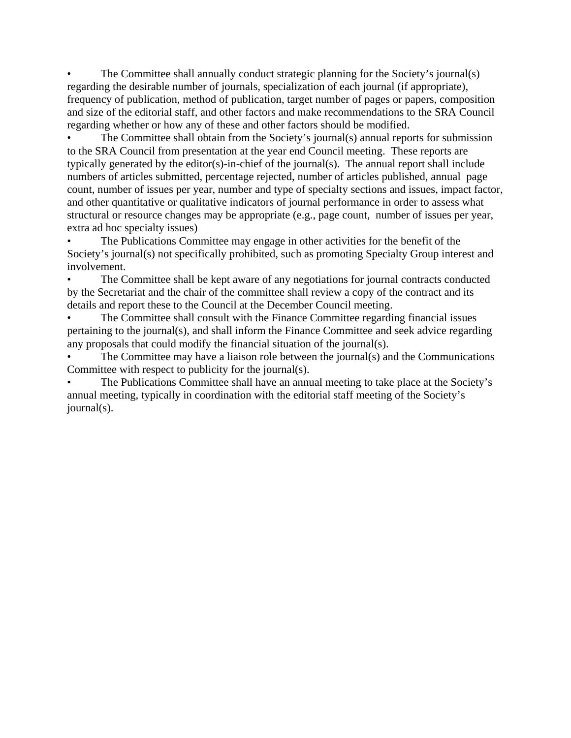- The Committee shall annually conduct strategic planning for the Society's journal(s) regarding the desirable number of journals, specialization of each journal (if appropriate), frequency of publication, method of publication, target number of pages or papers, composition and size of the editorial staff, and other factors and make recommendations to the SRA Council regarding whether or how any of these and other factors should be modified.
- The Committee shall obtain from the Society's journal(s) annual reports for submission to the SRA Council from presentation at the year end Council meeting. These reports are typically generated by the editor(s)-in-chief of the journal(s). The annual report shall include numbers of articles submitted, percentage rejected, number of articles published, annual page count, number of issues per year, number and type of specialty sections and issues, impact factor, and other quantitative or qualitative indicators of journal performance in order to assess what structural or resource changes may be appropriate (e.g., page count, number of issues per year, extra ad hoc specialty issues)
- The Publications Committee may engage in other activities for the benefit of the Society's journal(s) not specifically prohibited, such as promoting Specialty Group interest and involvement.
- The Committee shall be kept aware of any negotiations for journal contracts conducted by the Secretariat and the chair of the committee shall review a copy of the contract and its details and report these to the Council at the December Council meeting.
- The Committee shall consult with the Finance Committee regarding financial issues pertaining to the journal(s), and shall inform the Finance Committee and seek advice regarding any proposals that could modify the financial situation of the journal(s).
- The Committee may have a liaison role between the journal(s) and the Communications Committee with respect to publicity for the journal(s).
- The Publications Committee shall have an annual meeting to take place at the Society's annual meeting, typically in coordination with the editorial staff meeting of the Society's journal(s).